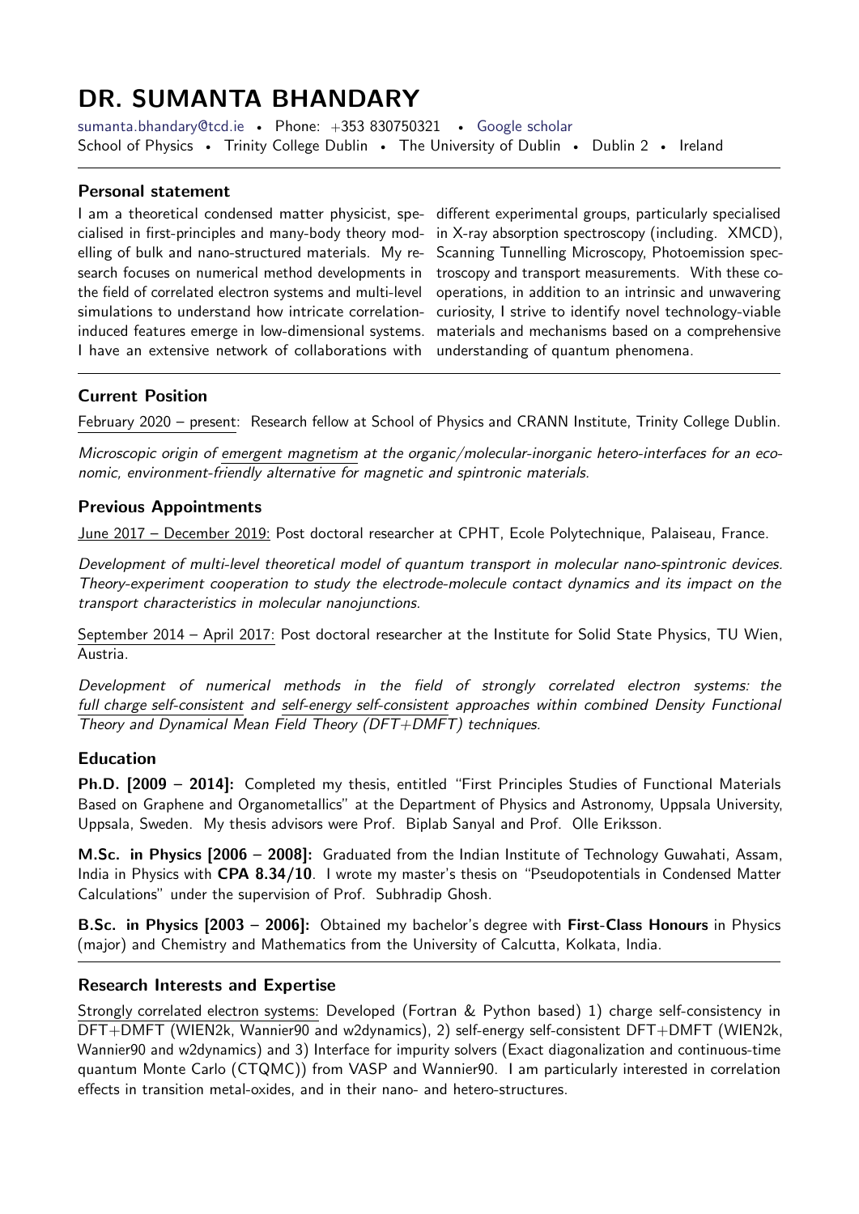# DR. SUMANTA BHANDARY

sumanta.bhandary@tcd.ie • Phone: +353 830750321 • Google scholar
School of Physics • Trinity College Dublin • The University of Dublin • Dublin 2 • Ireland

---

### Personal statement

I am a theoretical condensed matter physicist, specialised in first-principles and many-body theory modelling of bulk and nano-structured materials. My research focuses on numerical method developments in the field of correlated electron systems and multi-level simulations to understand how intricate correlation-induced features emerge in low-dimensional systems. I have an extensive network of collaborations with different experimental groups, particularly specialised in X-ray absorption spectroscopy (including. XMCD), Scanning Tunnelling Microscopy, Photoemission spectroscopy and transport measurements. With these co-operations, in addition to an intrinsic and unwavering curiosity, I strive to identify novel technology-viable materials and mechanisms based on a comprehensive understanding of quantum phenomena.

---

### Current Position

February 2020 – present: Research fellow at School of Physics and CRANN Institute, Trinity College Dublin.

*Microscopic origin of emergent magnetism at the organic/molecular-inorganic hetero-interfaces for an economic, environment-friendly alternative for magnetic and spintronic materials.*

### Previous Appointments

June 2017 – December 2019: Post doctoral researcher at CPHT, Ecole Polytechnique, Palaiseau, France.

*Development of multi-level theoretical model of quantum transport in molecular nano-spintronic devices. Theory-experiment cooperation to study the electrode-molecule contact dynamics and its impact on the transport characteristics in molecular nanojunctions.*

September 2014 – April 2017: Post doctoral researcher at the Institute for Solid State Physics, TU Wien, Austria.

*Development of numerical methods in the field of strongly correlated electron systems: the full charge self-consistent and self-energy self-consistent approaches within combined Density Functional Theory and Dynamical Mean Field Theory (DFT+DMFT) techniques.*

### Education

**Ph.D. [2009 – 2014]:** Completed my thesis, entitled "First Principles Studies of Functional Materials Based on Graphene and Organometallics" at the Department of Physics and Astronomy, Uppsala University, Uppsala, Sweden. My thesis advisors were Prof. Biplab Sanyal and Prof. Olle Eriksson.

**M.Sc. in Physics [2006 – 2008]:** Graduated from the Indian Institute of Technology Guwahati, Assam, India in Physics with **CPA 8.34/10**. I wrote my master's thesis on "Pseudopotentials in Condensed Matter Calculations" under the supervision of Prof. Subhradip Ghosh.

**B.Sc. in Physics [2003 – 2006]:** Obtained my bachelor's degree with **First-Class Honours** in Physics (major) and Chemistry and Mathematics from the University of Calcutta, Kolkata, India.

---

### Research Interests and Expertise

Strongly correlated electron systems: Developed (Fortran & Python based) 1) charge self-consistency in DFT+DMFT (WIEN2k, Wannier90 and w2dynamics), 2) self-energy self-consistent DFT+DMFT (WIEN2k, Wannier90 and w2dynamics) and 3) Interface for impurity solvers (Exact diagonalization and continuous-time quantum Monte Carlo (CTQMC)) from VASP and Wannier90. I am particularly interested in correlation effects in transition metal-oxides, and in their nano- and hetero-structures.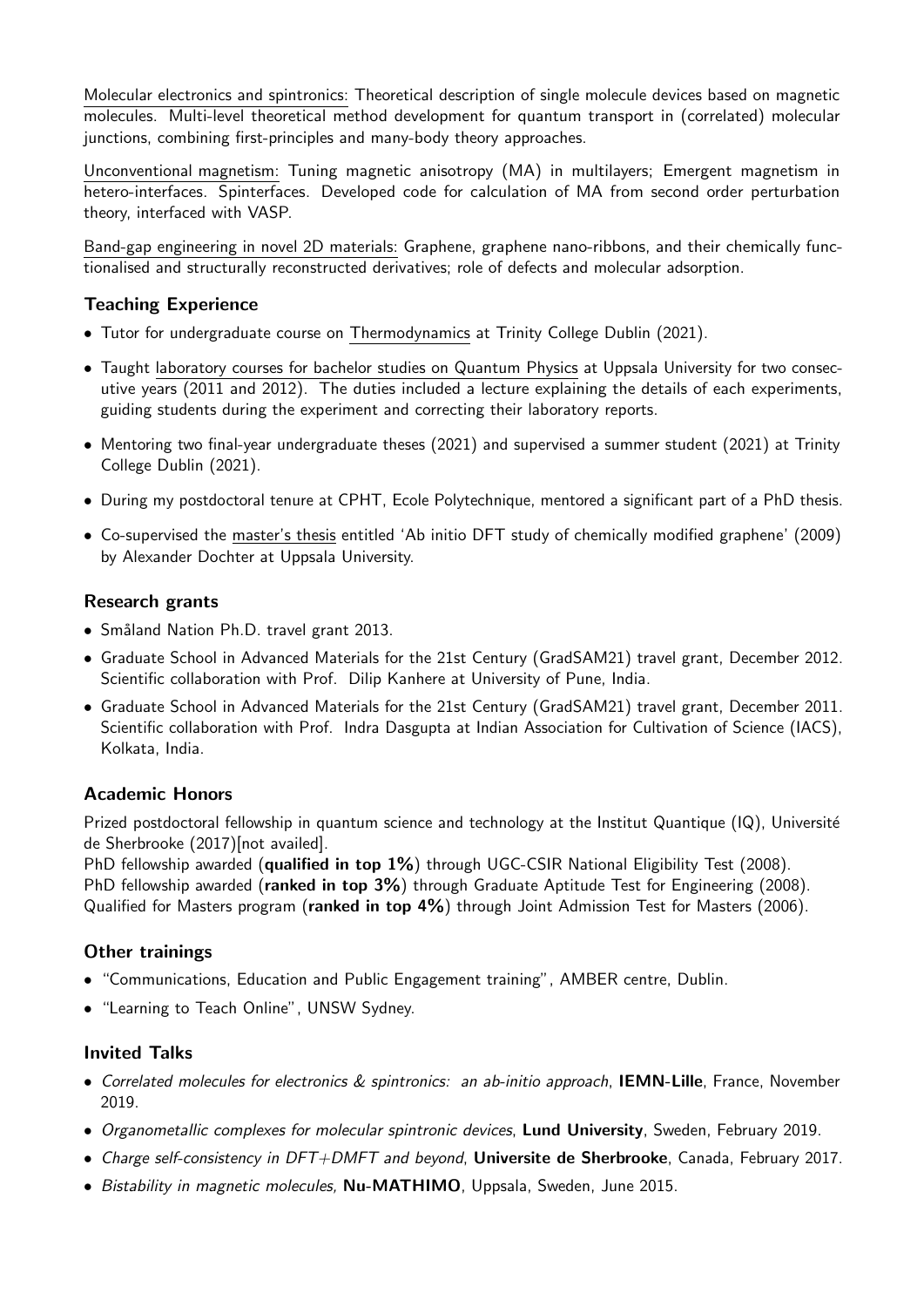Molecular electronics and spintronics: Theoretical description of single molecule devices based on magnetic molecules. Multi-level theoretical method development for quantum transport in (correlated) molecular junctions, combining first-principles and many-body theory approaches.

Unconventional magnetism: Tuning magnetic anisotropy (MA) in multilayers; Emergent magnetism in hetero-interfaces. Spinterfaces. Developed code for calculation of MA from second order perturbation theory, interfaced with VASP.

Band-gap engineering in novel 2D materials: Graphene, graphene nano-ribbons, and their chemically functionalised and structurally reconstructed derivatives; role of defects and molecular adsorption.

### Teaching Experience

- Tutor for undergraduate course on Thermodynamics at Trinity College Dublin (2021).
- Taught laboratory courses for bachelor studies on Quantum Physics at Uppsala University for two consecutive years (2011 and 2012). The duties included a lecture explaining the details of each experiments, guiding students during the experiment and correcting their laboratory reports.
- Mentoring two final-year undergraduate theses (2021) and supervised a summer student (2021) at Trinity College Dublin (2021).
- During my postdoctoral tenure at CPHT, Ecole Polytechnique, mentored a significant part of a PhD thesis.
- Co-supervised the master's thesis entitled 'Ab initio DFT study of chemically modified graphene' (2009) by Alexander Dochter at Uppsala University.

### Research grants

- Småland Nation Ph.D. travel grant 2013.
- Graduate School in Advanced Materials for the 21st Century (GradSAM21) travel grant, December 2012. Scientific collaboration with Prof. Dilip Kanhere at University of Pune, India.
- Graduate School in Advanced Materials for the 21st Century (GradSAM21) travel grant, December 2011. Scientific collaboration with Prof. Indra Dasgupta at Indian Association for Cultivation of Science (IACS), Kolkata, India.

### Academic Honors

Prized postdoctoral fellowship in quantum science and technology at the Institut Quantique (IQ), Université de Sherbrooke (2017)[not availed].
PhD fellowship awarded (**qualified in top 1%**) through UGC-CSIR National Eligibility Test (2008).
PhD fellowship awarded (**ranked in top 3%**) through Graduate Aptitude Test for Engineering (2008).
Qualified for Masters program (**ranked in top 4%**) through Joint Admission Test for Masters (2006).

### Other trainings

- "Communications, Education and Public Engagement training", AMBER centre, Dublin.
- "Learning to Teach Online", UNSW Sydney.

### Invited Talks

- *Correlated molecules for electronics & spintronics: an ab-initio approach*, **IEMN-Lille**, France, November 2019.
- *Organometallic complexes for molecular spintronic devices*, **Lund University**, Sweden, February 2019.
- *Charge self-consistency in DFT+DMFT and beyond*, **Universite de Sherbrooke**, Canada, February 2017.
- *Bistability in magnetic molecules,* **Nu-MATHIMO**, Uppsala, Sweden, June 2015.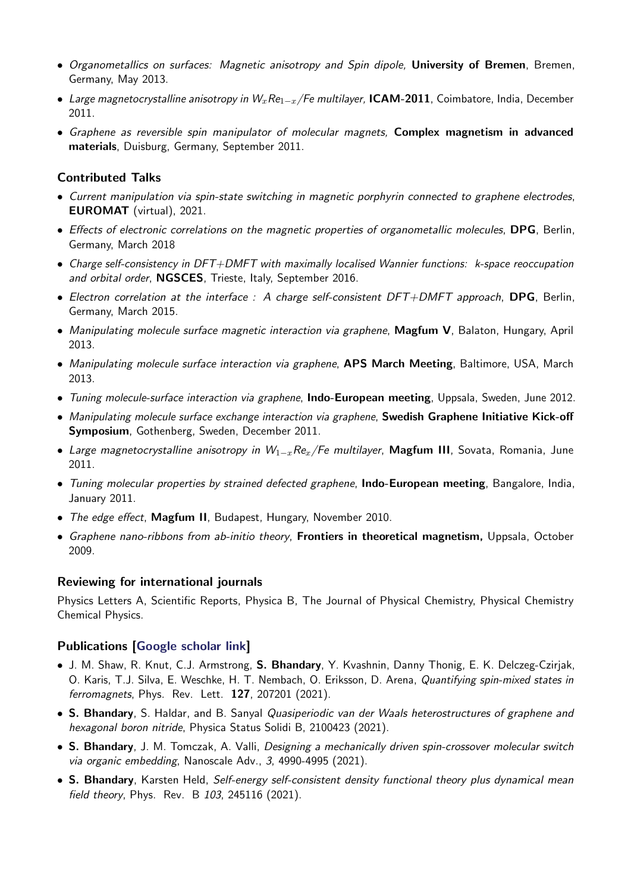- *Organometallics on surfaces: Magnetic anisotropy and Spin dipole,* **University of Bremen**, Bremen, Germany, May 2013.
- *Large magnetocrystalline anisotropy in $W_x Re_{1-x}$/Fe multilayer,* **ICAM-2011**, Coimbatore, India, December 2011.
- *Graphene as reversible spin manipulator of molecular magnets,* **Complex magnetism in advanced materials**, Duisburg, Germany, September 2011.

### Contributed Talks

- *Current manipulation via spin-state switching in magnetic porphyrin connected to graphene electrodes*, **EUROMAT** (virtual), 2021.
- *Effects of electronic correlations on the magnetic properties of organometallic molecules*, **DPG**, Berlin, Germany, March 2018
- *Charge self-consistency in DFT+DMFT with maximally localised Wannier functions: k-space reoccupation and orbital order*, **NGSCES**, Trieste, Italy, September 2016.
- *Electron correlation at the interface : A charge self-consistent DFT+DMFT approach*, **DPG**, Berlin, Germany, March 2015.
- *Manipulating molecule surface magnetic interaction via graphene*, **Magfum V**, Balaton, Hungary, April 2013.
- *Manipulating molecule surface interaction via graphene*, **APS March Meeting**, Baltimore, USA, March 2013.
- *Tuning molecule-surface interaction via graphene*, **Indo-European meeting**, Uppsala, Sweden, June 2012.
- *Manipulating molecule surface exchange interaction via graphene*, **Swedish Graphene Initiative Kick-off Symposium**, Gothenberg, Sweden, December 2011.
- *Large magnetocrystalline anisotropy in $W_{1-x}Re_x$/Fe multilayer*, **Magfum III**, Sovata, Romania, June 2011.
- *Tuning molecular properties by strained defected graphene*, **Indo-European meeting**, Bangalore, India, January 2011.
- *The edge effect*, **Magfum II**, Budapest, Hungary, November 2010.
- *Graphene nano-ribbons from ab-initio theory*, **Frontiers in theoretical magnetism,** Uppsala, October 2009.

### Reviewing for international journals

Physics Letters A, Scientific Reports, Physica B, The Journal of Physical Chemistry, Physical Chemistry Chemical Physics.

### Publications [Google scholar link]

- J. M. Shaw, R. Knut, C.J. Armstrong, **S. Bhandary**, Y. Kvashnin, Danny Thonig, E. K. Delczeg-Czirjak, O. Karis, T.J. Silva, E. Weschke, H. T. Nembach, O. Eriksson, D. Arena, *Quantifying spin-mixed states in ferromagnets*, Phys. Rev. Lett. **127**, 207201 (2021).
- **S. Bhandary**, S. Haldar, and B. Sanyal *Quasiperiodic van der Waals heterostructures of graphene and hexagonal boron nitride*, Physica Status Solidi B, 2100423 (2021).
- **S. Bhandary**, J. M. Tomczak, A. Valli, *Designing a mechanically driven spin-crossover molecular switch via organic embedding*, Nanoscale Adv., *3*, 4990-4995 (2021).
- **S. Bhandary**, Karsten Held, *Self-energy self-consistent density functional theory plus dynamical mean field theory*, Phys. Rev. B *103*, 245116 (2021).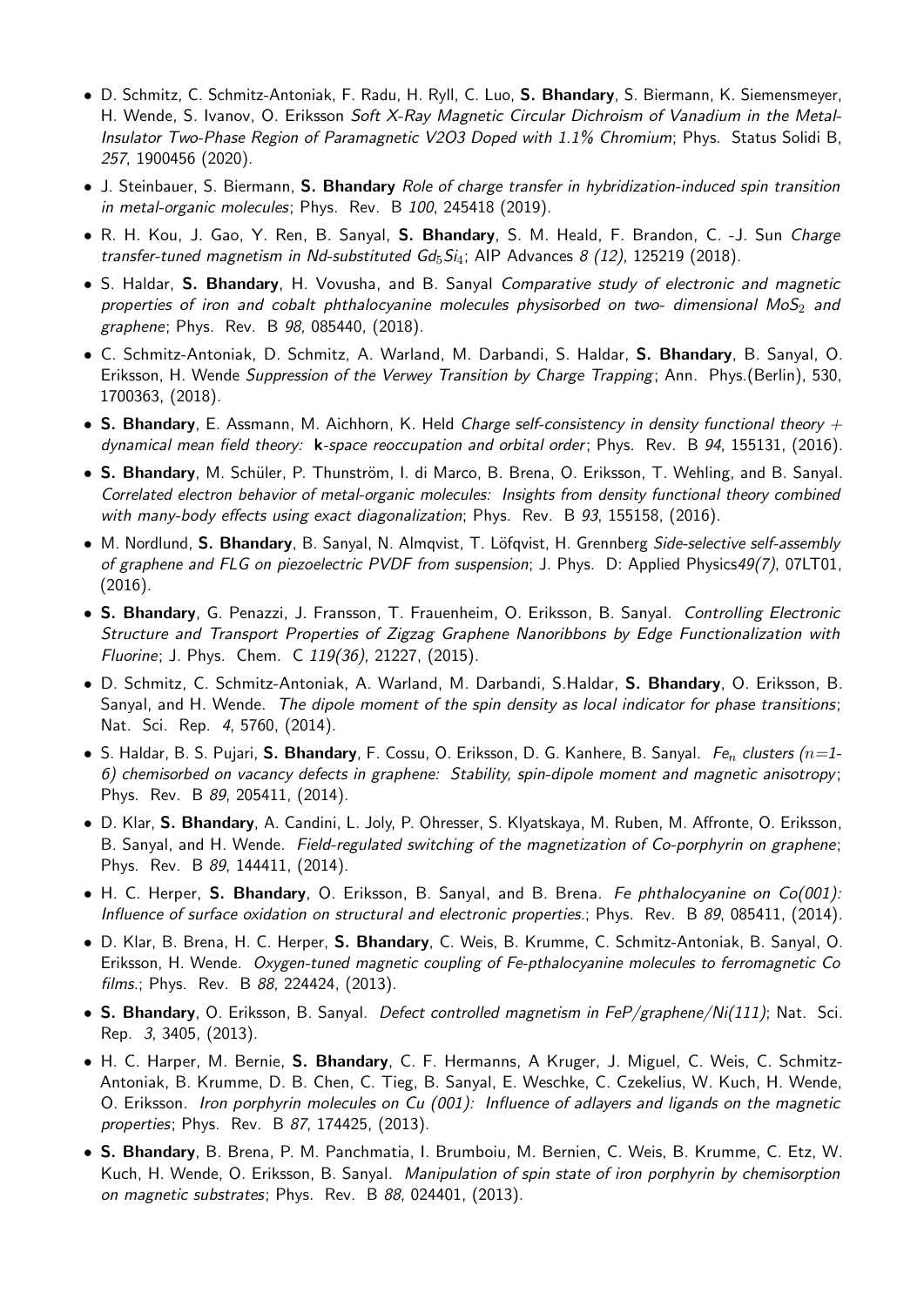- D. Schmitz, C. Schmitz-Antoniak, F. Radu, H. Ryll, C. Luo, **S. Bhandary**, S. Biermann, K. Siemensmeyer, H. Wende, S. Ivanov, O. Eriksson *Soft X-Ray Magnetic Circular Dichroism of Vanadium in the Metal-Insulator Two-Phase Region of Paramagnetic V2O3 Doped with 1.1% Chromium*; Phys. Status Solidi B, *257*, 1900456 (2020).
- J. Steinbauer, S. Biermann, **S. Bhandary** *Role of charge transfer in hybridization-induced spin transition in metal-organic molecules*; Phys. Rev. B *100*, 245418 (2019).
- R. H. Kou, J. Gao, Y. Ren, B. Sanyal, **S. Bhandary**, S. M. Heald, F. Brandon, C. -J. Sun *Charge transfer-tuned magnetism in Nd-substituted $Gd_5Si_4$*; AIP Advances *8 (12)*, 125219 (2018).
- S. Haldar, **S. Bhandary**, H. Vovusha, and B. Sanyal *Comparative study of electronic and magnetic properties of iron and cobalt phthalocyanine molecules physisorbed on two- dimensional $MoS_2$ and graphene*; Phys. Rev. B *98*, 085440, (2018).
- C. Schmitz-Antoniak, D. Schmitz, A. Warland, M. Darbandi, S. Haldar, **S. Bhandary**, B. Sanyal, O. Eriksson, H. Wende *Suppression of the Verwey Transition by Charge Trapping*; Ann. Phys.(Berlin), 530, 1700363, (2018).
- **S. Bhandary**, E. Assmann, M. Aichhorn, K. Held *Charge self-consistency in density functional theory + dynamical mean field theory:* **k***-space reoccupation and orbital order*; Phys. Rev. B *94*, 155131, (2016).
- **S. Bhandary**, M. Schüler, P. Thunström, I. di Marco, B. Brena, O. Eriksson, T. Wehling, and B. Sanyal. *Correlated electron behavior of metal-organic molecules: Insights from density functional theory combined with many-body effects using exact diagonalization*; Phys. Rev. B *93*, 155158, (2016).
- M. Nordlund, **S. Bhandary**, B. Sanyal, N. Almqvist, T. Löfqvist, H. Grennberg *Side-selective self-assembly of graphene and FLG on piezoelectric PVDF from suspension*; J. Phys. D: Applied Physics*49(7)*, 07LT01, (2016).
- **S. Bhandary**, G. Penazzi, J. Fransson, T. Frauenheim, O. Eriksson, B. Sanyal. *Controlling Electronic Structure and Transport Properties of Zigzag Graphene Nanoribbons by Edge Functionalization with Fluorine*; J. Phys. Chem. C *119(36)*, 21227, (2015).
- D. Schmitz, C. Schmitz-Antoniak, A. Warland, M. Darbandi, S.Haldar, **S. Bhandary**, O. Eriksson, B. Sanyal, and H. Wende. *The dipole moment of the spin density as local indicator for phase transitions*; Nat. Sci. Rep. *4*, 5760, (2014).
- S. Haldar, B. S. Pujari, **S. Bhandary**, F. Cossu, O. Eriksson, D. G. Kanhere, B. Sanyal. *$Fe_n$ clusters ($n$=1-6) chemisorbed on vacancy defects in graphene: Stability, spin-dipole moment and magnetic anisotropy*; Phys. Rev. B *89*, 205411, (2014).
- D. Klar, **S. Bhandary**, A. Candini, L. Joly, P. Ohresser, S. Klyatskaya, M. Ruben, M. Affronte, O. Eriksson, B. Sanyal, and H. Wende. *Field-regulated switching of the magnetization of Co-porphyrin on graphene*; Phys. Rev. B *89*, 144411, (2014).
- H. C. Herper, **S. Bhandary**, O. Eriksson, B. Sanyal, and B. Brena. *Fe phthalocyanine on Co(001): Influence of surface oxidation on structural and electronic properties.*; Phys. Rev. B *89*, 085411, (2014).
- D. Klar, B. Brena, H. C. Herper, **S. Bhandary**, C. Weis, B. Krumme, C. Schmitz-Antoniak, B. Sanyal, O. Eriksson, H. Wende. *Oxygen-tuned magnetic coupling of Fe-pthalocyanine molecules to ferromagnetic Co films.*; Phys. Rev. B *88*, 224424, (2013).
- **S. Bhandary**, O. Eriksson, B. Sanyal. *Defect controlled magnetism in FeP/graphene/Ni(111)*; Nat. Sci. Rep. *3*, 3405, (2013).
- H. C. Harper, M. Bernie, **S. Bhandary**, C. F. Hermanns, A Kruger, J. Miguel, C. Weis, C. Schmitz-Antoniak, B. Krumme, D. B. Chen, C. Tieg, B. Sanyal, E. Weschke, C. Czekelius, W. Kuch, H. Wende, O. Eriksson. *Iron porphyrin molecules on Cu (001): Influence of adlayers and ligands on the magnetic properties*; Phys. Rev. B *87*, 174425, (2013).
- **S. Bhandary**, B. Brena, P. M. Panchmatia, I. Brumboiu, M. Bernien, C. Weis, B. Krumme, C. Etz, W. Kuch, H. Wende, O. Eriksson, B. Sanyal. *Manipulation of spin state of iron porphyrin by chemisorption on magnetic substrates*; Phys. Rev. B *88*, 024401, (2013).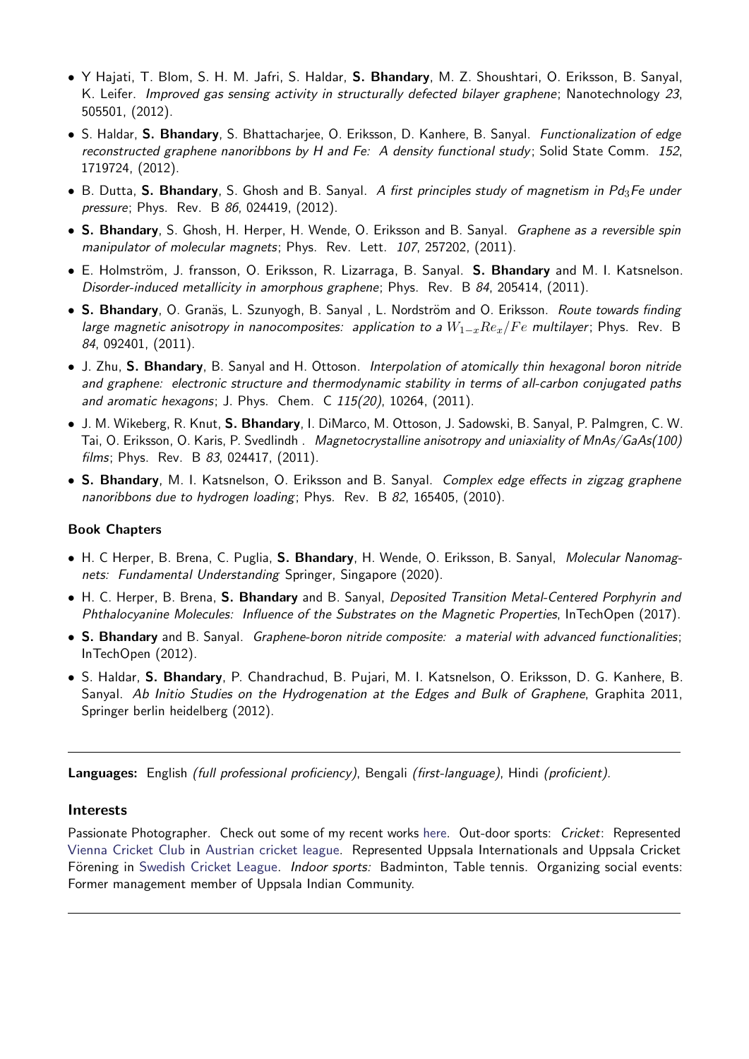- Y Hajati, T. Blom, S. H. M. Jafri, S. Haldar, **S. Bhandary**, M. Z. Shoushtari, O. Eriksson, B. Sanyal, K. Leifer. *Improved gas sensing activity in structurally defected bilayer graphene*; Nanotechnology *23*, 505501, (2012).
- S. Haldar, **S. Bhandary**, S. Bhattacharjee, O. Eriksson, D. Kanhere, B. Sanyal. *Functionalization of edge reconstructed graphene nanoribbons by H and Fe: A density functional study*; Solid State Comm. *152*, 1719724, (2012).
- B. Dutta, **S. Bhandary**, S. Ghosh and B. Sanyal. *A first principles study of magnetism in $Pd_3Fe$ under pressure*; Phys. Rev. B *86*, 024419, (2012).
- **S. Bhandary**, S. Ghosh, H. Herper, H. Wende, O. Eriksson and B. Sanyal. *Graphene as a reversible spin manipulator of molecular magnets*; Phys. Rev. Lett. *107*, 257202, (2011).
- E. Holmström, J. fransson, O. Eriksson, R. Lizarraga, B. Sanyal. **S. Bhandary** and M. I. Katsnelson. *Disorder-induced metallicity in amorphous graphene*; Phys. Rev. B *84*, 205414, (2011).
- **S. Bhandary**, O. Granäs, L. Szunyogh, B. Sanyal , L. Nordström and O. Eriksson. *Route towards finding large magnetic anisotropy in nanocomposites: application to a $W_{1-x}Re_x/Fe$ multilayer*; Phys. Rev. B *84*, 092401, (2011).
- J. Zhu, **S. Bhandary**, B. Sanyal and H. Ottoson. *Interpolation of atomically thin hexagonal boron nitride and graphene: electronic structure and thermodynamic stability in terms of all-carbon conjugated paths and aromatic hexagons*; J. Phys. Chem. C *115(20)*, 10264, (2011).
- J. M. Wikeberg, R. Knut, **S. Bhandary**, I. DiMarco, M. Ottoson, J. Sadowski, B. Sanyal, P. Palmgren, C. W. Tai, O. Eriksson, O. Karis, P. Svedlindh . *Magnetocrystalline anisotropy and uniaxiality of MnAs/GaAs(100) films*; Phys. Rev. B *83*, 024417, (2011).
- **S. Bhandary**, M. I. Katsnelson, O. Eriksson and B. Sanyal. *Complex edge effects in zigzag graphene nanoribbons due to hydrogen loading*; Phys. Rev. B *82*, 165405, (2010).

### Book Chapters

- H. C Herper, B. Brena, C. Puglia, **S. Bhandary**, H. Wende, O. Eriksson, B. Sanyal, *Molecular Nanomagnets: Fundamental Understanding* Springer, Singapore (2020).
- H. C. Herper, B. Brena, **S. Bhandary** and B. Sanyal, *Deposited Transition Metal-Centered Porphyrin and Phthalocyanine Molecules: Influence of the Substrates on the Magnetic Properties*, InTechOpen (2017).
- **S. Bhandary** and B. Sanyal. *Graphene-boron nitride composite: a material with advanced functionalities*; InTechOpen (2012).
- S. Haldar, **S. Bhandary**, P. Chandrachud, B. Pujari, M. I. Katsnelson, O. Eriksson, D. G. Kanhere, B. Sanyal. *Ab Initio Studies on the Hydrogenation at the Edges and Bulk of Graphene*, Graphita 2011, Springer berlin heidelberg (2012).

---

**Languages:** English *(full professional proficiency)*, Bengali *(first-language)*, Hindi *(proficient)*.

### Interests

Passionate Photographer. Check out some of my recent works here. Out-door sports: *Cricket*: Represented Vienna Cricket Club in Austrian cricket league. Represented Uppsala Internationals and Uppsala Cricket Förening in Swedish Cricket League. *Indoor sports:* Badminton, Table tennis. Organizing social events: Former management member of Uppsala Indian Community.

---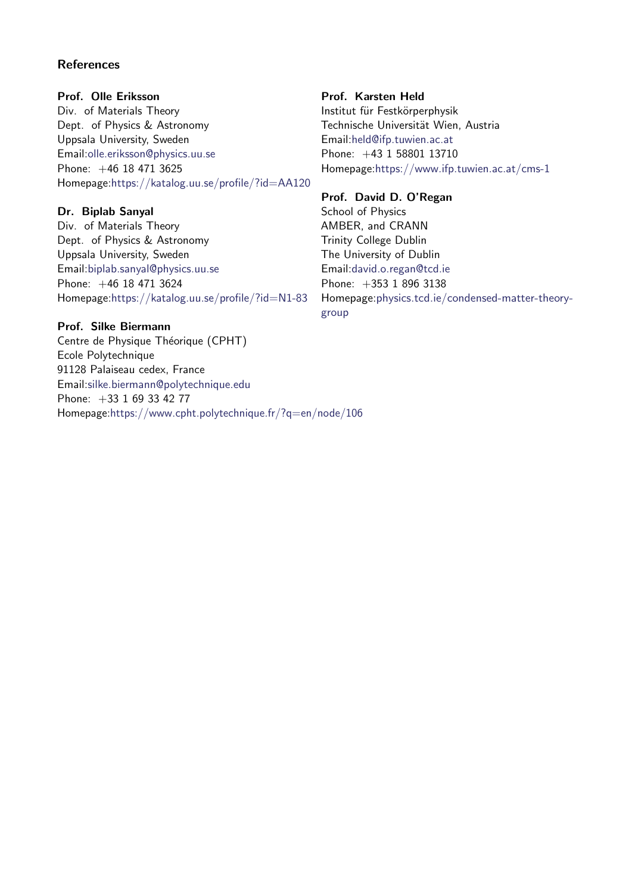## References

**Prof. Olle Eriksson**
Div. of Materials Theory
Dept. of Physics & Astronomy
Uppsala University, Sweden
Email:olle.eriksson@physics.uu.se
Phone: +46 18 471 3625
Homepage:https://katalog.uu.se/profile/?id=AA120

**Dr. Biplab Sanyal**
Div. of Materials Theory
Dept. of Physics & Astronomy
Uppsala University, Sweden
Email:biplab.sanyal@physics.uu.se
Phone: +46 18 471 3624
Homepage:https://katalog.uu.se/profile/?id=N1-83

**Prof. Silke Biermann**
Centre de Physique Théorique (CPHT)
Ecole Polytechnique
91128 Palaiseau cedex, France
Email:silke.biermann@polytechnique.edu
Phone: +33 1 69 33 42 77
Homepage:https://www.cpht.polytechnique.fr/?q=en/node/106

**Prof. Karsten Held**
Institut für Festkörperphysik
Technische Universität Wien, Austria
Email:held@ifp.tuwien.ac.at
Phone: +43 1 58801 13710
Homepage:https://www.ifp.tuwien.ac.at/cms-1

**Prof. David D. O'Regan**
School of Physics
AMBER, and CRANN
Trinity College Dublin
The University of Dublin
Email:david.o.regan@tcd.ie
Phone: +353 1 896 3138
Homepage:physics.tcd.ie/condensed-matter-theory-group